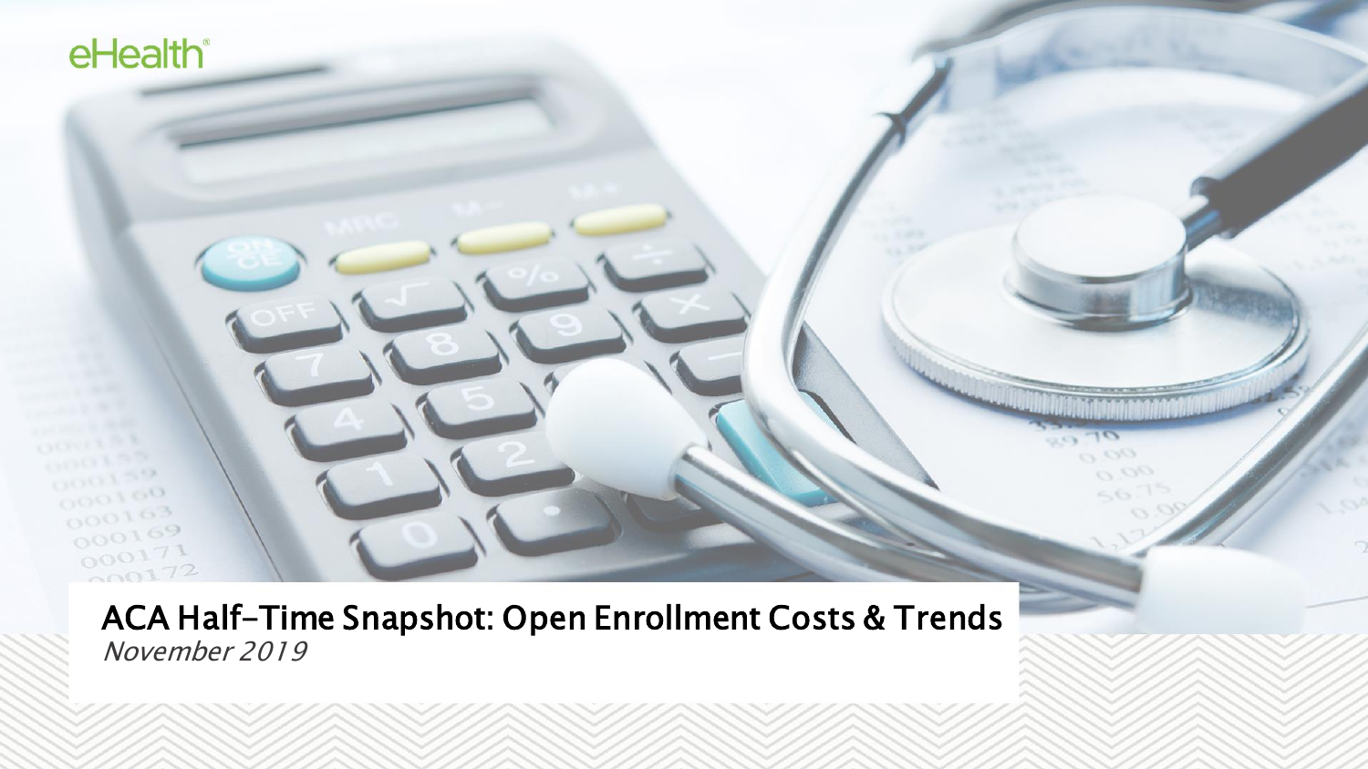eHealth

# ACA Half-Time Snapshot: Open Enrollment Costs & Trends

*November 2019*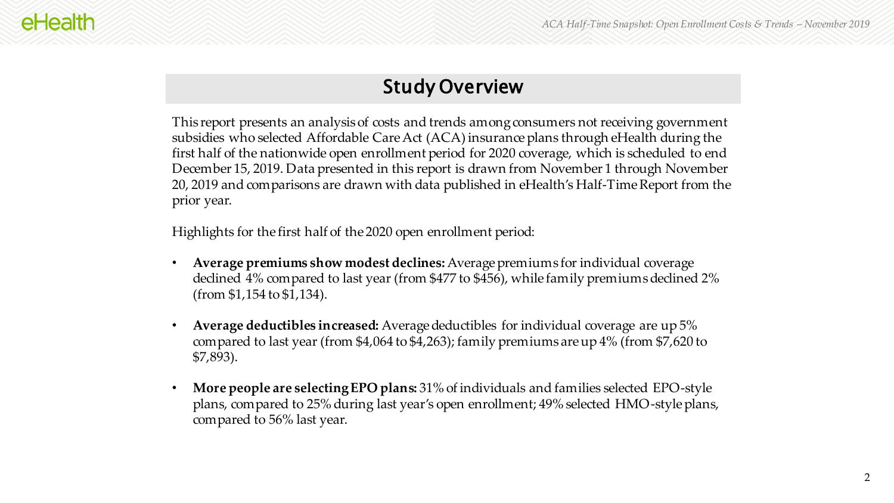## Study Overview

This report presents an analysis of costs and trends among consumers not receiving government subsidies who selected Affordable Care Act (ACA) insurance plans through eHealth during the first half of the nationwide open enrollment period for 2020 coverage, which is scheduled to end December 15, 2019. Data presented in this report is drawn from November 1 through November 20, 2019 and comparisons are drawn with data published in eHealth's Half-Time Report from the prior year.

Highlights for the first half of the 2020 open enrollment period:

- **Average premiums show modest declines:** Average premiums for individual coverage declined 4% compared to last year (from $477 to $456), while family premiums declined 2% (from $1,154 to $1,134).
- **Average deductibles increased:** Average deductibles for individual coverage are up 5% compared to last year (from $4,064 to $4,263); family premiums are up 4% (from $7,620 to $7,893).
- **More people are selecting EPO plans:** 31% of individuals and families selected EPO-style plans, compared to 25% during last year's open enrollment; 49% selected HMO-style plans, compared to 56% last year.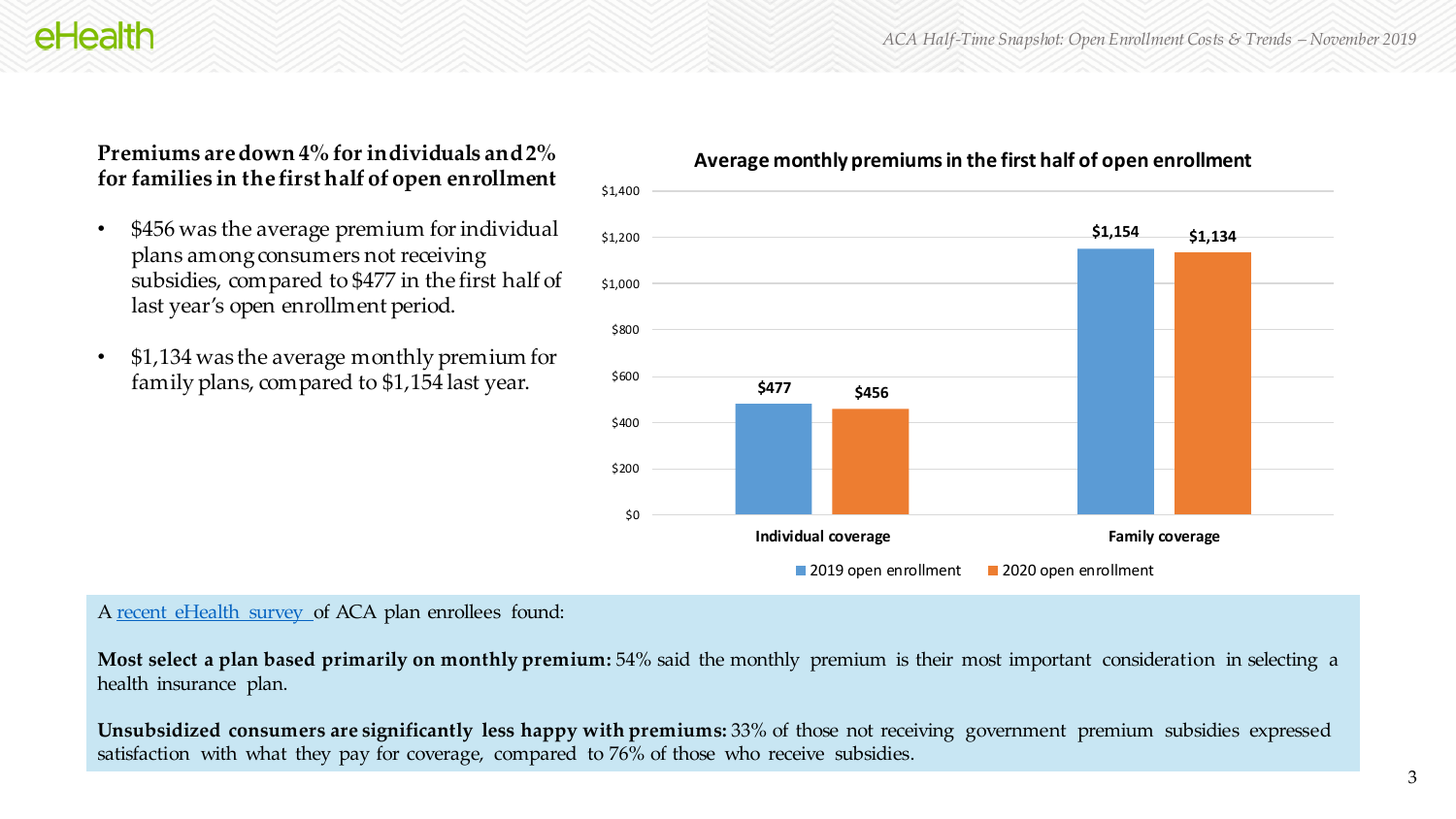## Premiums are down 4% for individuals and 2% for families in the first half of open enrollment

- $456 was the average premium for individual plans among consumers not receiving subsidies, compared to $477 in the first half of last year's open enrollment period.
- $1,134 was the average monthly premium for family plans, compared to $1,154 last year.

**Average monthly premiums in the first half of open enrollment**

| | 2019 open enrollment | 2020 open enrollment |
|---|---|---|
| Individual coverage | $477 | $456 |
| Family coverage | $1,154 | $1,134 |

A [recent eHealth survey](#) of ACA plan enrollees found:

**Most select a plan based primarily on monthly premium:** 54% said the monthly premium is their most important consideration in selecting a health insurance plan.

**Unsubsidized consumers are significantly less happy with premiums:** 33% of those not receiving government premium subsidies expressed satisfaction with what they pay for coverage, compared to 76% of those who receive subsidies.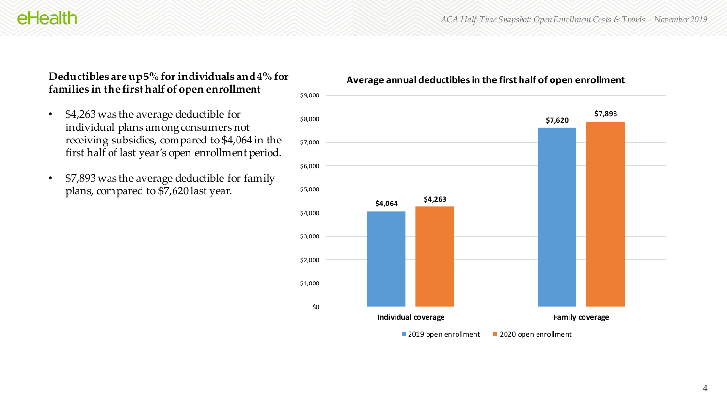## Deductibles are up 5% for individuals and 4% for families in the first half of open enrollment

- $4,263 was the average deductible for individual plans among consumers not receiving subsidies, compared to $4,064 in the first half of last year's open enrollment period.
- $7,893 was the average deductible for family plans, compared to $7,620 last year.

**Average annual deductibles in the first half of open enrollment**

| | 2019 open enrollment | 2020 open enrollment |
|---|---|---|
| Individual coverage | $4,064 | $4,263 |
| Family coverage | $7,620 | $7,893 |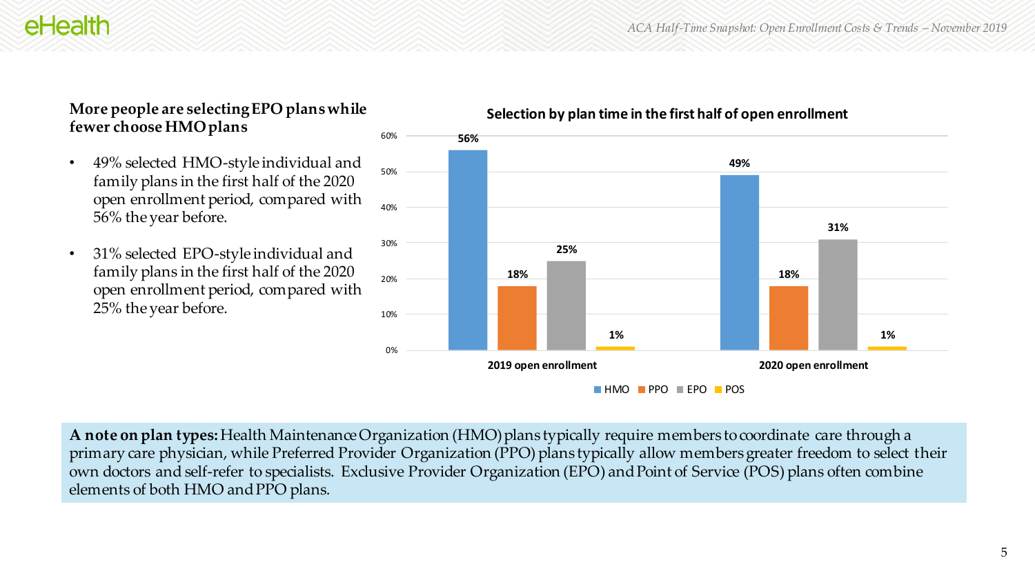## More people are selecting EPO plans while fewer choose HMO plans

- 49% selected HMO-style individual and family plans in the first half of the 2020 open enrollment period, compared with 56% the year before.
- 31% selected EPO-style individual and family plans in the first half of the 2020 open enrollment period, compared with 25% the year before.

**Selection by plan time in the first half of open enrollment**

| | HMO | PPO | EPO | POS |
|---|---|---|---|---|
| 2019 open enrollment | 56% | 18% | 25% | 1% |
| 2020 open enrollment | 49% | 18% | 31% | 1% |

**A note on plan types:** Health Maintenance Organization (HMO) plans typically require members to coordinate care through a primary care physician, while Preferred Provider Organization (PPO) plans typically allow members greater freedom to select their own doctors and self-refer to specialists. Exclusive Provider Organization (EPO) and Point of Service (POS) plans often combine elements of both HMO and PPO plans.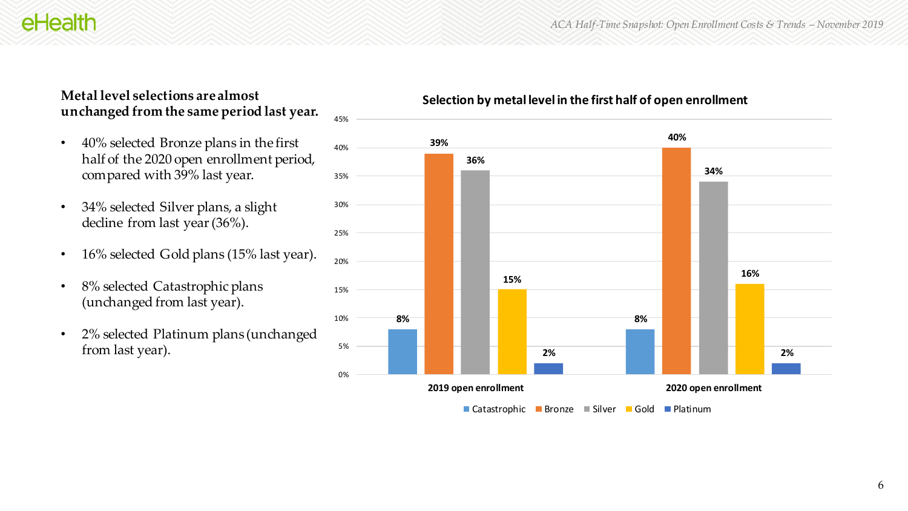**Metal level selections are almost unchanged from the same period last year.**

- 40% selected Bronze plans in the first half of the 2020 open enrollment period, compared with 39% last year.
- 34% selected Silver plans, a slight decline from last year (36%).
- 16% selected Gold plans (15% last year).
- 8% selected Catastrophic plans (unchanged from last year).
- 2% selected Platinum plans (unchanged from last year).

**Selection by metal level in the first half of open enrollment**

| | Catastrophic | Bronze | Silver | Gold | Platinum |
|---|---|---|---|---|---|
| 2019 open enrollment | 8% | 39% | 36% | 15% | 2% |
| 2020 open enrollment | 8% | 40% | 34% | 16% | 2% |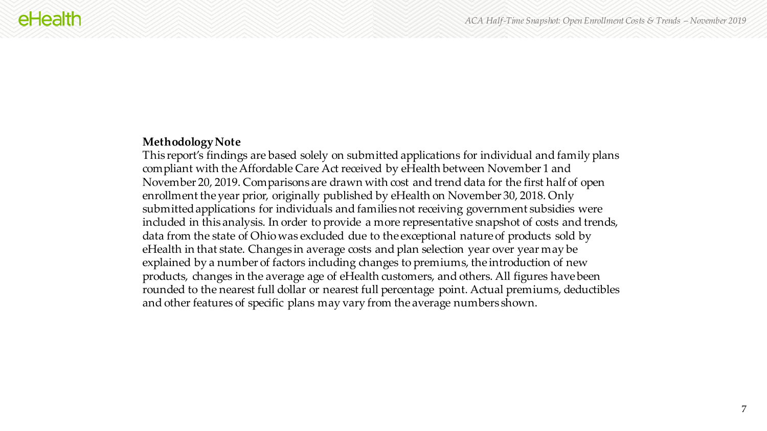**Methodology Note**

This report's findings are based solely on submitted applications for individual and family plans compliant with the Affordable Care Act received by eHealth between November 1 and November 20, 2019. Comparisons are drawn with cost and trend data for the first half of open enrollment the year prior, originally published by eHealth on November 30, 2018. Only submitted applications for individuals and families not receiving government subsidies were included in this analysis. In order to provide a more representative snapshot of costs and trends, data from the state of Ohio was excluded due to the exceptional nature of products sold by eHealth in that state. Changes in average costs and plan selection year over year may be explained by a number of factors including changes to premiums, the introduction of new products, changes in the average age of eHealth customers, and others. All figures have been rounded to the nearest full dollar or nearest full percentage point. Actual premiums, deductibles and other features of specific plans may vary from the average numbers shown.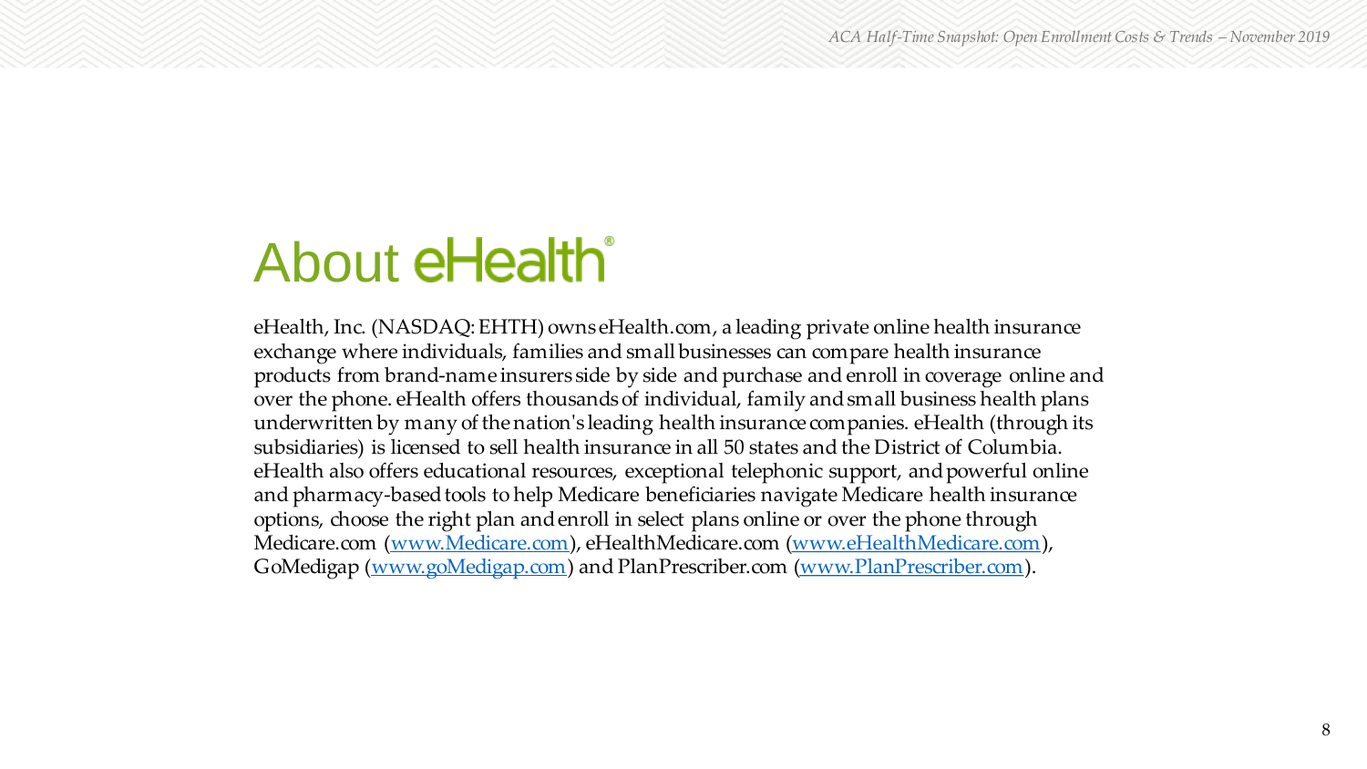# About eHealth®

eHealth, Inc. (NASDAQ: EHTH) owns eHealth.com, a leading private online health insurance exchange where individuals, families and small businesses can compare health insurance products from brand-name insurers side by side and purchase and enroll in coverage online and over the phone. eHealth offers thousands of individual, family and small business health plans underwritten by many of the nation's leading health insurance companies. eHealth (through its subsidiaries) is licensed to sell health insurance in all 50 states and the District of Columbia. eHealth also offers educational resources, exceptional telephonic support, and powerful online and pharmacy-based tools to help Medicare beneficiaries navigate Medicare health insurance options, choose the right plan and enroll in select plans online or over the phone through Medicare.com ([www.Medicare.com](www.Medicare.com)), eHealthMedicare.com ([www.eHealthMedicare.com](www.eHealthMedicare.com)), GoMedigap ([www.goMedigap.com](www.goMedigap.com)) and PlanPrescriber.com ([www.PlanPrescriber.com](www.PlanPrescriber.com)).